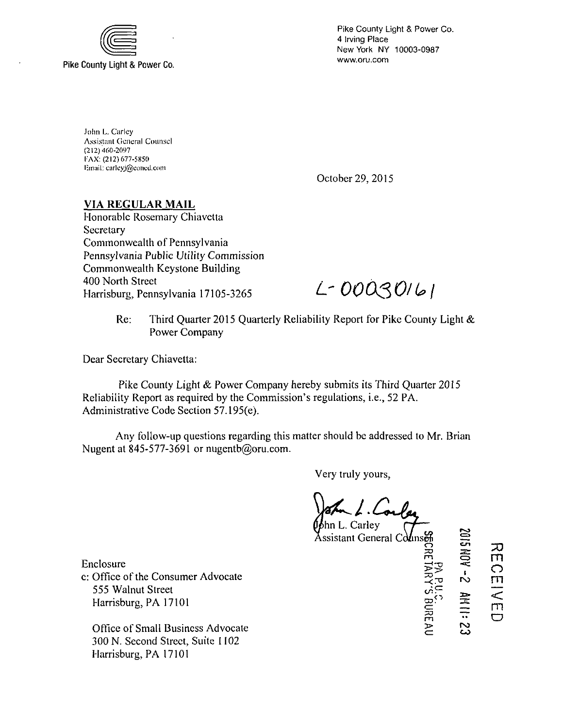Pike County Light & Power Co.

Pike County Light & Power Co.
4 Irving Place
New York NY 10003-0987
www.oru.com

John L. Carley
Assistant General Counsel
(212) 460-2097
FAX: (212) 677-5850
Email: carleyj@coned.com

October 29, 2015

**VIA REGULAR MAIL**
Honorable Rosemary Chiavetta
Secretary
Commonwealth of Pennsylvania
Pennsylvania Public Utility Commission
Commonwealth Keystone Building
400 North Street
Harrisburg, Pennsylvania 17105-3265

L-00030161

Re: Third Quarter 2015 Quarterly Reliability Report for Pike County Light & Power Company

Dear Secretary Chiavetta:

Pike County Light & Power Company hereby submits its Third Quarter 2015 Reliability Report as required by the Commission's regulations, i.e., 52 PA. Administrative Code Section 57.195(e).

Any follow-up questions regarding this matter should be addressed to Mr. Brian Nugent at 845-577-3691 or nugentb@oru.com.

Very truly yours,

John L. Carley
Assistant General Counsel

RECEIVED
2015 NOV -2 AM 11:23
PA P.U.C.
SECRETARY'S BUREAU

Enclosure
c: Office of the Consumer Advocate
555 Walnut Street
Harrisburg, PA 17101

Office of Small Business Advocate
300 N. Second Street, Suite 1102
Harrisburg, PA 17101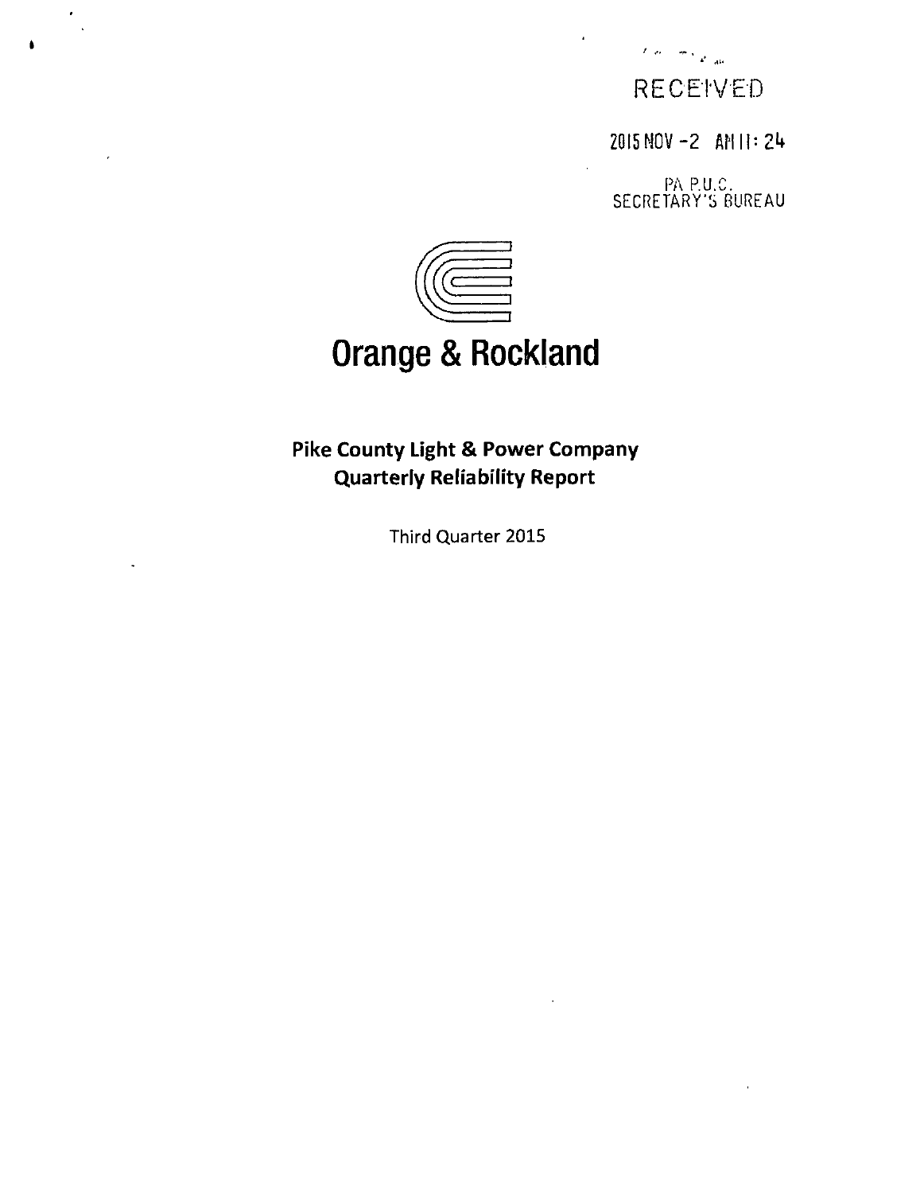RECEIVED

2015 NOV -2 AM 11: 24

PA P.U.C.
SECRETARY'S BUREAU

# Orange & Rockland

**Pike County Light & Power Company**
**Quarterly Reliability Report**

Third Quarter 2015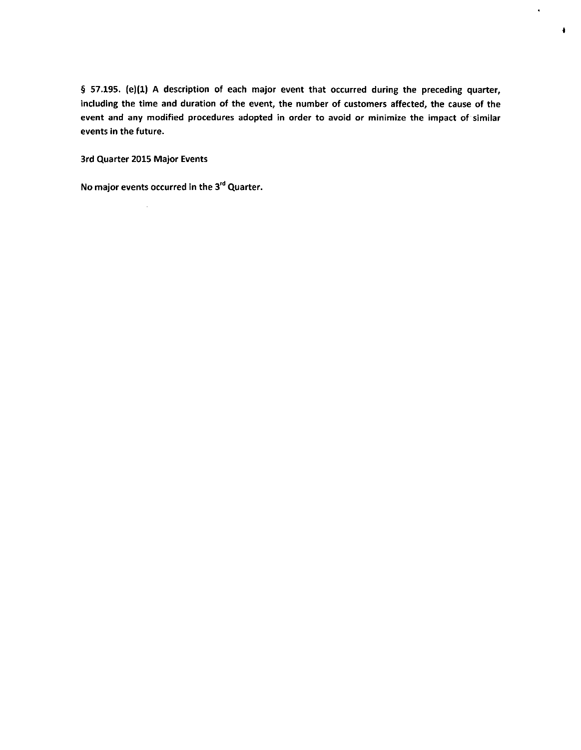**§ 57.195. (e)(1) A description of each major event that occurred during the preceding quarter, including the time and duration of the event, the number of customers affected, the cause of the event and any modified procedures adopted in order to avoid or minimize the impact of similar events in the future.**

**3rd Quarter 2015 Major Events**

**No major events occurred in the 3rd Quarter.**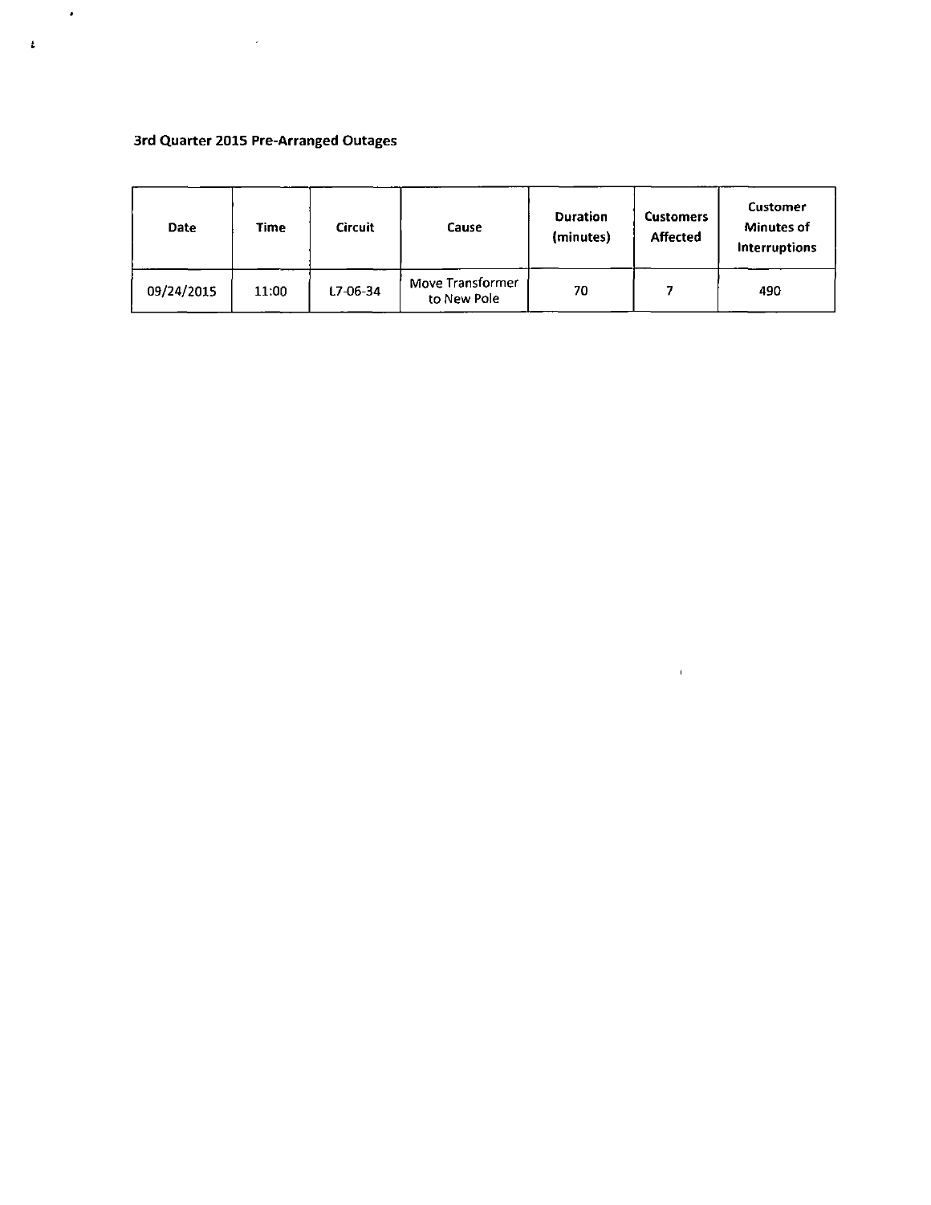### 3rd Quarter 2015 Pre-Arranged Outages

| Date | Time | Circuit | Cause | Duration (minutes) | Customers Affected | Customer Minutes of Interruptions |
|---|---|---|---|---|---|---|
| 09/24/2015 | 11:00 | L7-06-34 | Move Transformer to New Pole | 70 | 7 | 490 |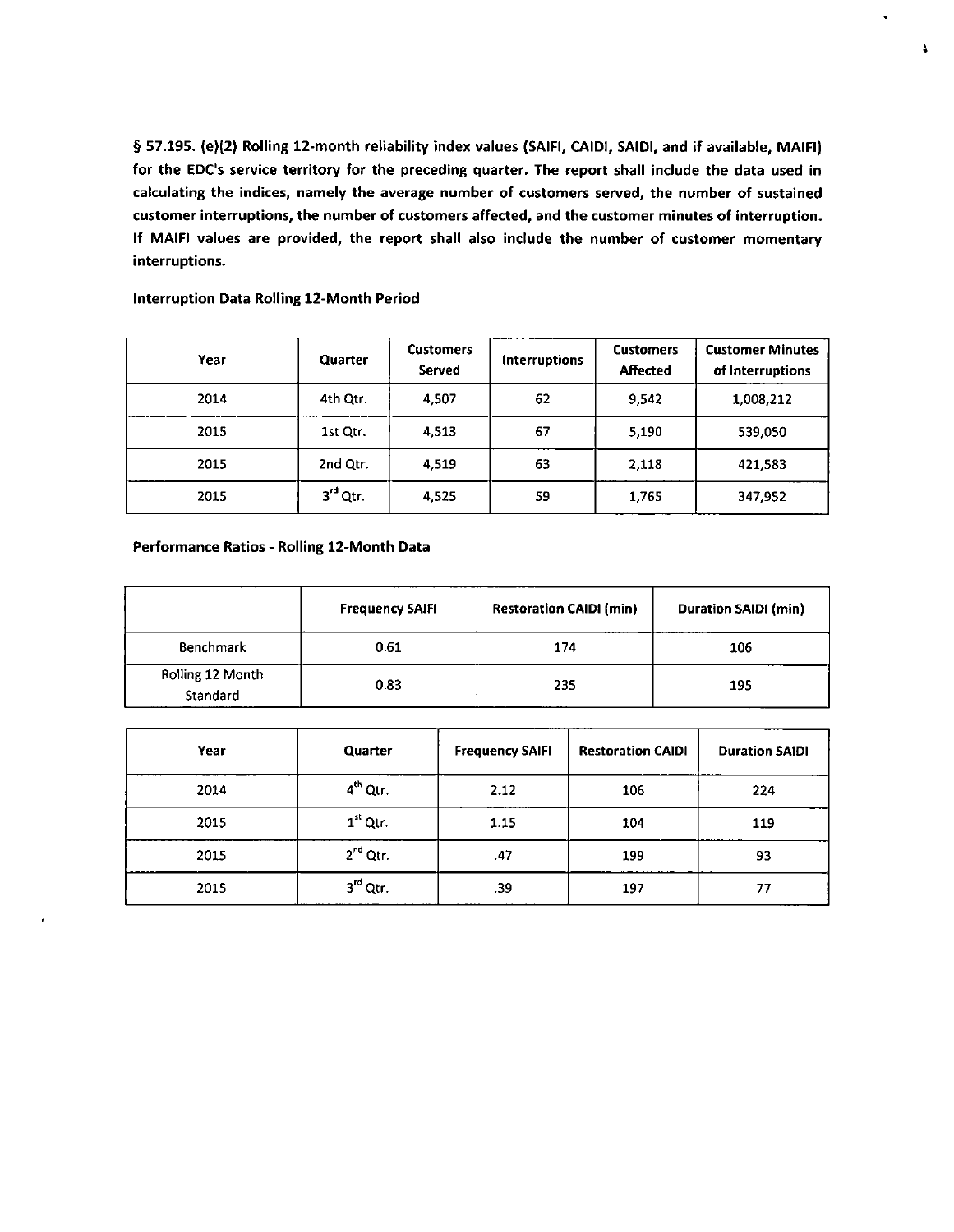**§ 57.195. (e)(2) Rolling 12-month reliability index values (SAIFI, CAIDI, SAIDI, and if available, MAIFI) for the EDC's service territory for the preceding quarter. The report shall include the data used in calculating the indices, namely the average number of customers served, the number of sustained customer interruptions, the number of customers affected, and the customer minutes of interruption. If MAIFI values are provided, the report shall also include the number of customer momentary interruptions.**

**Interruption Data Rolling 12-Month Period**

| Year | Quarter | Customers Served | Interruptions | Customers Affected | Customer Minutes of Interruptions |
|---|---|---|---|---|---|
| 2014 | 4th Qtr. | 4,507 | 62 | 9,542 | 1,008,212 |
| 2015 | 1st Qtr. | 4,513 | 67 | 5,190 | 539,050 |
| 2015 | 2nd Qtr. | 4,519 | 63 | 2,118 | 421,583 |
| 2015 | 3rd Qtr. | 4,525 | 59 | 1,765 | 347,952 |

**Performance Ratios - Rolling 12-Month Data**

| | Frequency SAIFI | Restoration CAIDI (min) | Duration SAIDI (min) |
|---|---|---|---|
| Benchmark | 0.61 | 174 | 106 |
| Rolling 12 Month Standard | 0.83 | 235 | 195 |

| Year | Quarter | Frequency SAIFI | Restoration CAIDI | Duration SAIDI |
|---|---|---|---|---|
| 2014 | 4th Qtr. | 2.12 | 106 | 224 |
| 2015 | 1st Qtr. | 1.15 | 104 | 119 |
| 2015 | 2nd Qtr. | .47 | 199 | 93 |
| 2015 | 3rd Qtr. | .39 | 197 | 77 |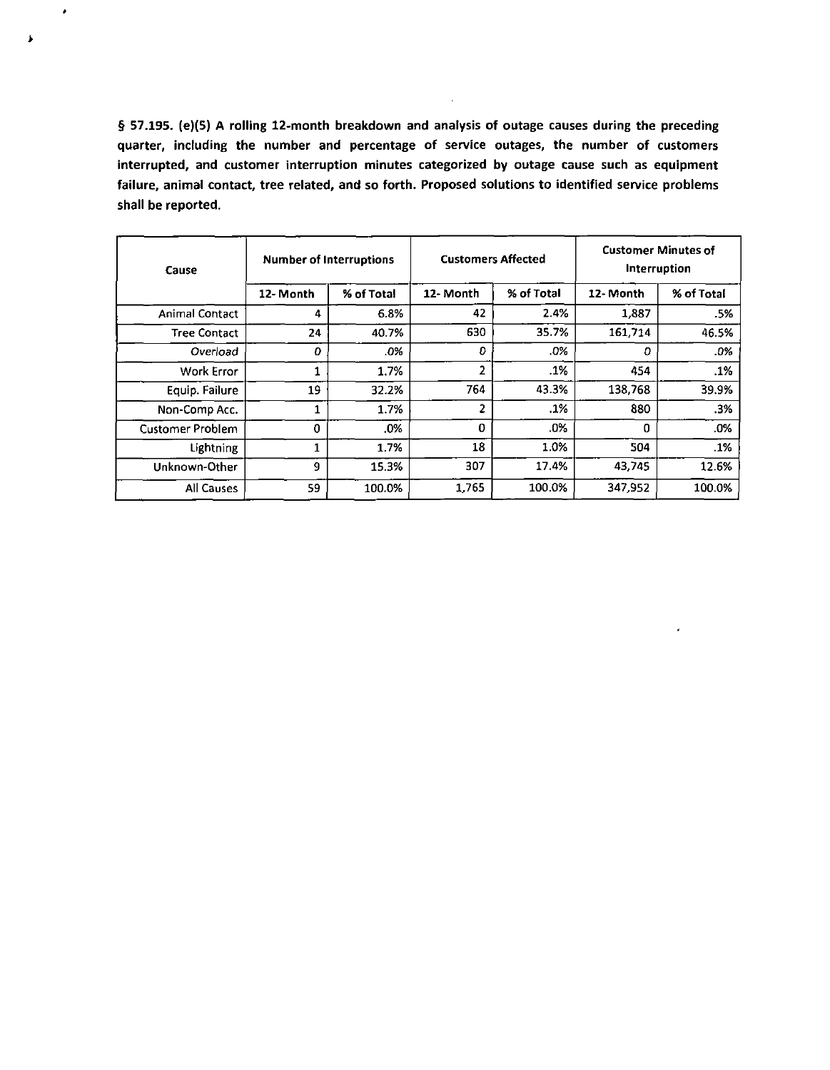**§ 57.195. (e)(5) A rolling 12-month breakdown and analysis of outage causes during the preceding quarter, including the number and percentage of service outages, the number of customers interrupted, and customer interruption minutes categorized by outage cause such as equipment failure, animal contact, tree related, and so forth. Proposed solutions to identified service problems shall be reported.**

| Cause | Number of Interruptions | | Customers Affected | | Customer Minutes of Interruption | |
|---|---|---|---|---|---|---|
| | 12- Month | % of Total | 12- Month | % of Total | 12- Month | % of Total |
| Animal Contact | 4 | 6.8% | 42 | 2.4% | 1,887 | .5% |
| Tree Contact | 24 | 40.7% | 630 | 35.7% | 161,714 | 46.5% |
| *Overload* | *0* | *.0%* | *0* | *.0%* | *0* | *.0%* |
| Work Error | 1 | 1.7% | 2 | .1% | 454 | .1% |
| Equip. Failure | 19 | 32.2% | 764 | 43.3% | 138,768 | 39.9% |
| Non-Comp Acc. | 1 | 1.7% | 2 | .1% | 880 | .3% |
| Customer Problem | 0 | .0% | 0 | .0% | 0 | .0% |
| Lightning | 1 | 1.7% | 18 | 1.0% | 504 | .1% |
| Unknown-Other | 9 | 15.3% | 307 | 17.4% | 43,745 | 12.6% |
| All Causes | 59 | 100.0% | 1,765 | 100.0% | 347,952 | 100.0% |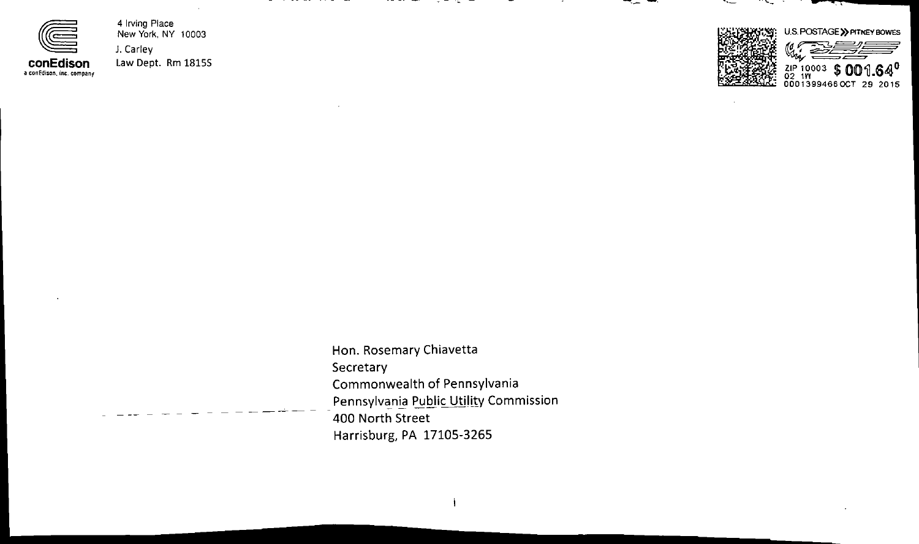conEdison
a conEdison, inc. company

4 Irving Place
New York, NY 10003
J. Carley
Law Dept. Rm 1815S

U.S. POSTAGE PITNEY BOWES
ZIP 10003 $ 001.64[0]
02 1W
0001399466 OCT 29 2015

Hon. Rosemary Chiavetta
Secretary
Commonwealth of Pennsylvania
Pennsylvania Public Utility Commission
400 North Street
Harrisburg, PA 17105-3265